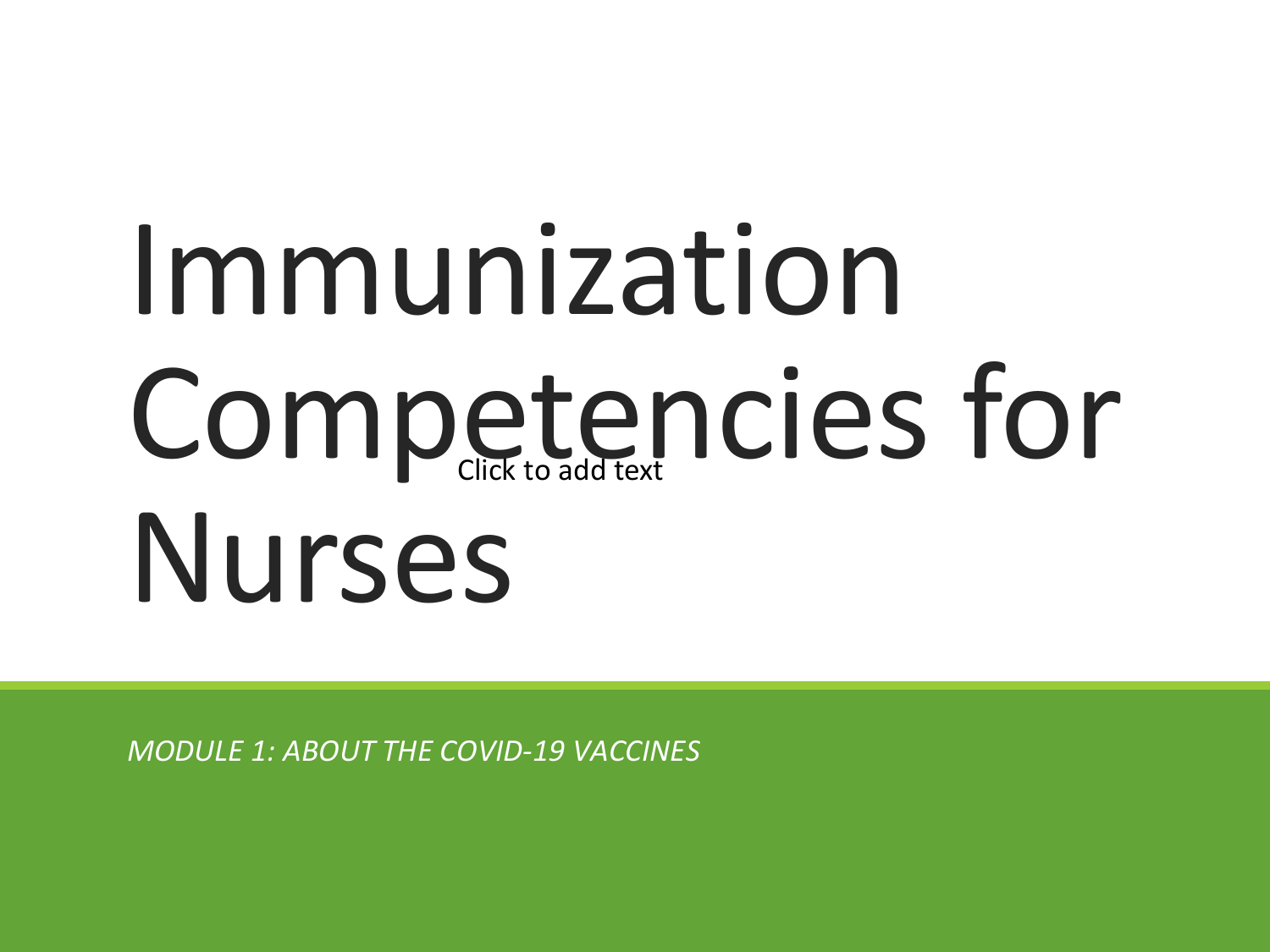# Immunization Competencies for Nurses

Click to add text

*MODULE 1: ABOUT THE COVID-19 VACCINES*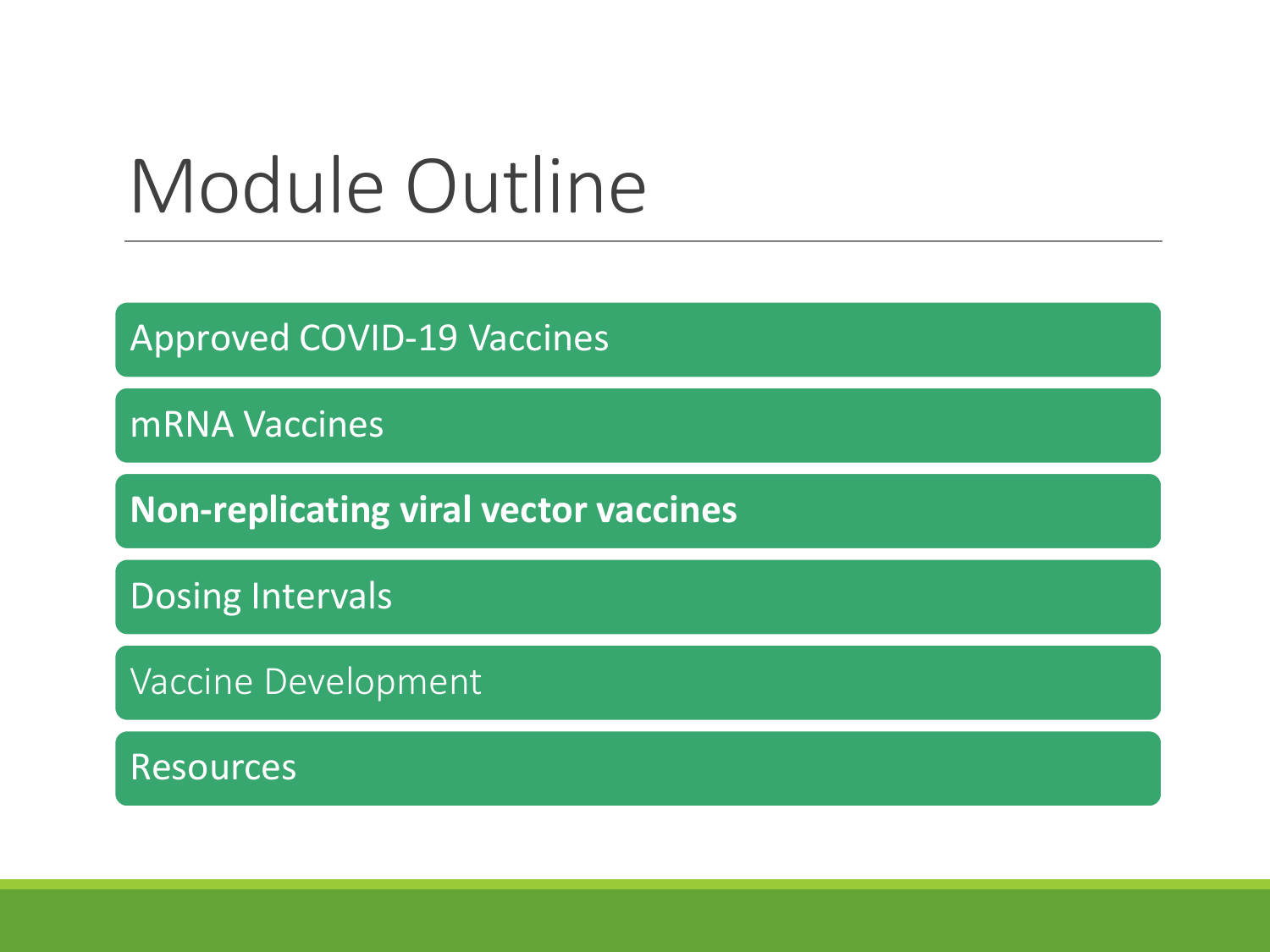# Module Outline

- Approved COVID-19 Vaccines
- mRNA Vaccines
- **Non-replicating viral vector vaccines**
- Dosing Intervals
- Vaccine Development
- Resources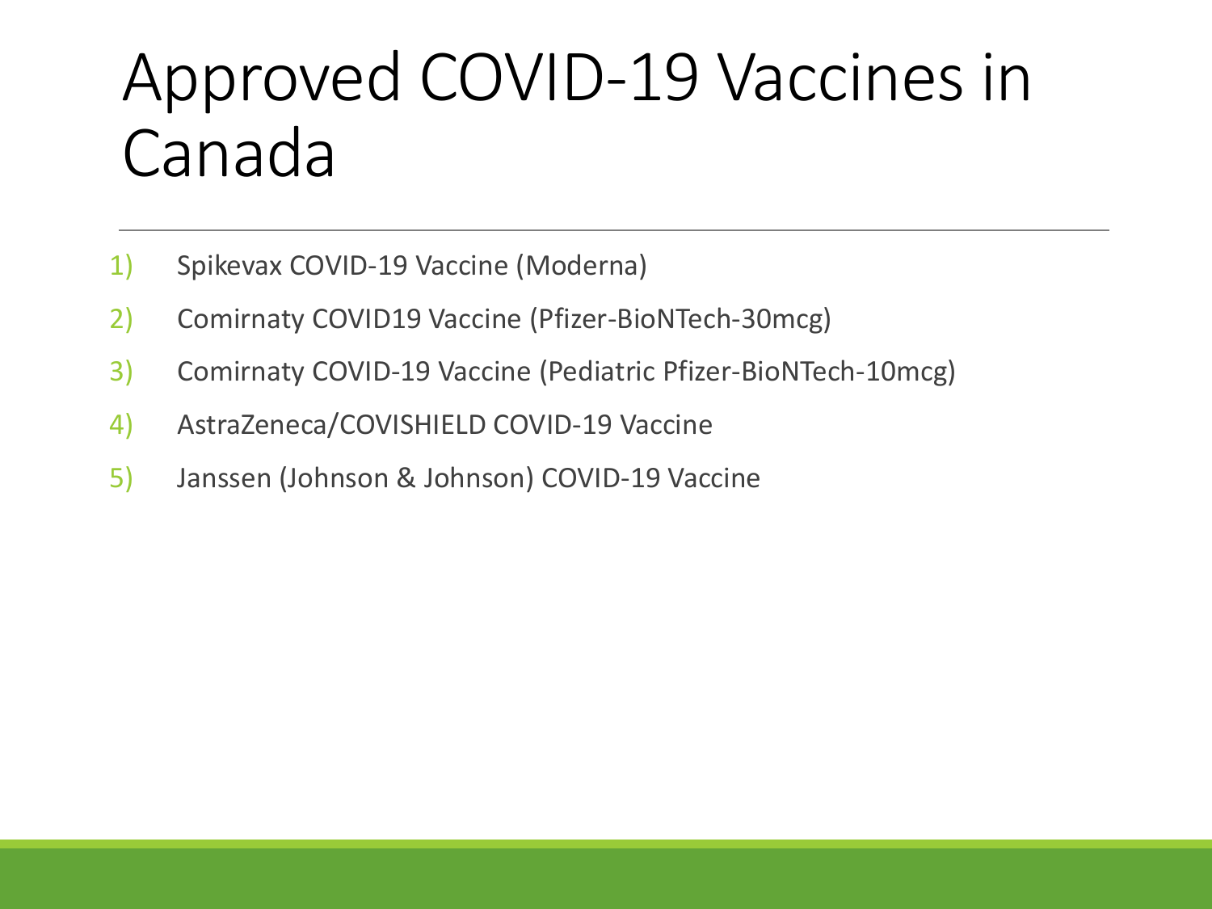# Approved COVID-19 Vaccines in Canada

1) Spikevax COVID-19 Vaccine (Moderna)
2) Comirnaty COVID19 Vaccine (Pfizer-BioNTech-30mcg)
3) Comirnaty COVID-19 Vaccine (Pediatric Pfizer-BioNTech-10mcg)
4) AstraZeneca/COVISHIELD COVID-19 Vaccine
5) Janssen (Johnson & Johnson) COVID-19 Vaccine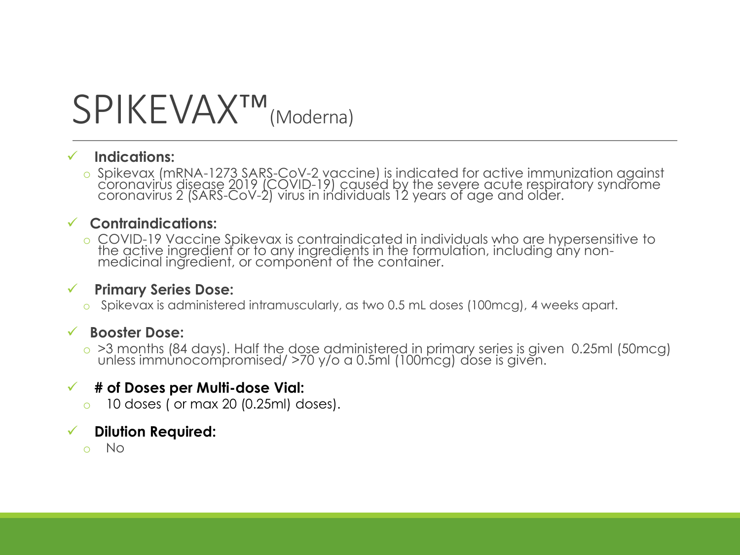# SPIKEVAX™ (Moderna)

- ✓ **Indications:**
  - Spikevax (mRNA-1273 SARS-CoV-2 vaccine) is indicated for active immunization against coronavirus disease 2019 (COVID-19) caused by the severe acute respiratory syndrome coronavirus 2 (SARS-CoV-2) virus in individuals 12 years of age and older.
- ✓ **Contraindications:**
  - COVID-19 Vaccine Spikevax is contraindicated in individuals who are hypersensitive to the active ingredient or to any ingredients in the formulation, including any non-medicinal ingredient, or component of the container.
- ✓ **Primary Series Dose:**
  - Spikevax is administered intramuscularly, as two 0.5 mL doses (100mcg), 4 weeks apart.
- ✓ **Booster Dose:**
  - >3 months (84 days). Half the dose administered in primary series is given 0.25ml (50mcg) unless immunocompromised/ >70 y/o a 0.5ml (100mcg) dose is given.
- ✓ **# of Doses per Multi-dose Vial:**
  - 10 doses ( or max 20 (0.25ml) doses).
- ✓ **Dilution Required:**
  - No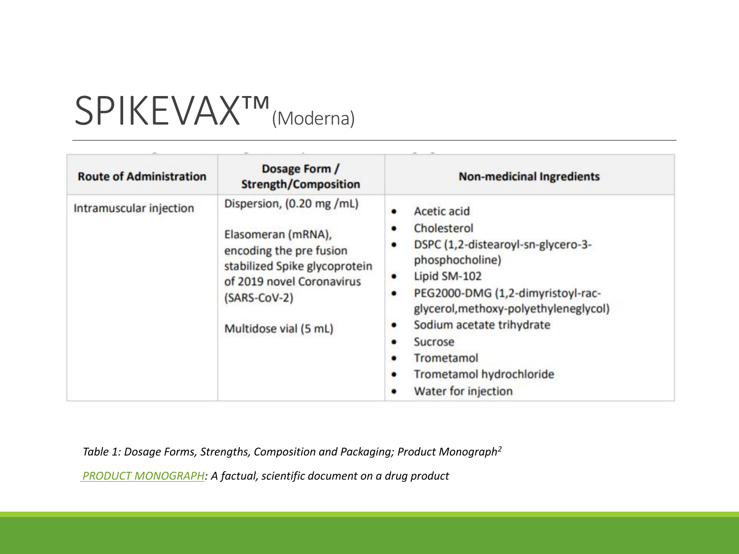# SPIKEVAX™ (Moderna)

| Route of Administration | Dosage Form / Strength/Composition | Non-medicinal Ingredients |
|---|---|---|
| Intramuscular injection | Dispersion, (0.20 mg /mL)<br><br>Elasomeran (mRNA), encoding the pre fusion stabilized Spike glycoprotein of 2019 novel Coronavirus (SARS-CoV-2)<br><br>Multidose vial (5 mL) | • Acetic acid<br>• Cholesterol<br>• DSPC (1,2-distearoyl-sn-glycero-3-phosphocholine)<br>• Lipid SM-102<br>• PEG2000-DMG (1,2-dimyristoyl-rac-glycerol,methoxy-polyethyleneglycol)<br>• Sodium acetate trihydrate<br>• Sucrose<br>• Trometamol<br>• Trometamol hydrochloride<br>• Water for injection |

*Table 1: Dosage Forms, Strengths, Composition and Packaging; Product Monograph[2]*

*PRODUCT MONOGRAPH: A factual, scientific document on a drug product*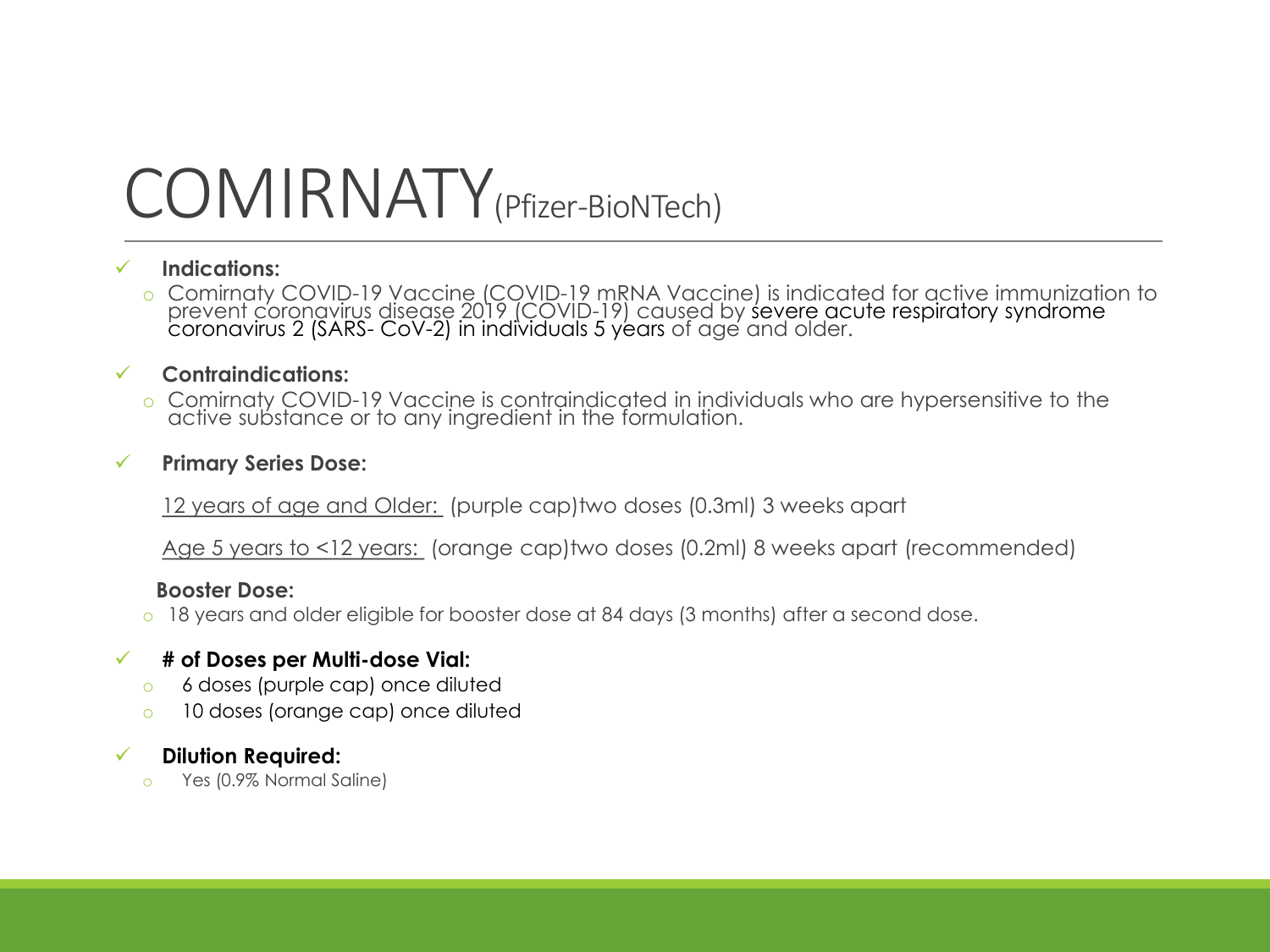# COMIRNATY (Pfizer-BioNTech)

- **Indications:**
  - Comirnaty COVID-19 Vaccine (COVID-19 mRNA Vaccine) is indicated for active immunization to prevent coronavirus disease 2019 (COVID-19) caused by severe acute respiratory syndrome coronavirus 2 (SARS- CoV-2) in individuals 5 years of age and older.

- **Contraindications:**
  - Comirnaty COVID-19 Vaccine is contraindicated in individuals who are hypersensitive to the active substance or to any ingredient in the formulation.

- **Primary Series Dose:**

  12 years of age and Older: (purple cap)two doses (0.3ml) 3 weeks apart

  Age 5 years to <12 years: (orange cap)two doses (0.2ml) 8 weeks apart (recommended)

  **Booster Dose:**
  - 18 years and older eligible for booster dose at 84 days (3 months) after a second dose.

- **# of Doses per Multi-dose Vial:**
  - 6 doses (purple cap) once diluted
  - 10 doses (orange cap) once diluted

- **Dilution Required:**
  - Yes (0.9% Normal Saline)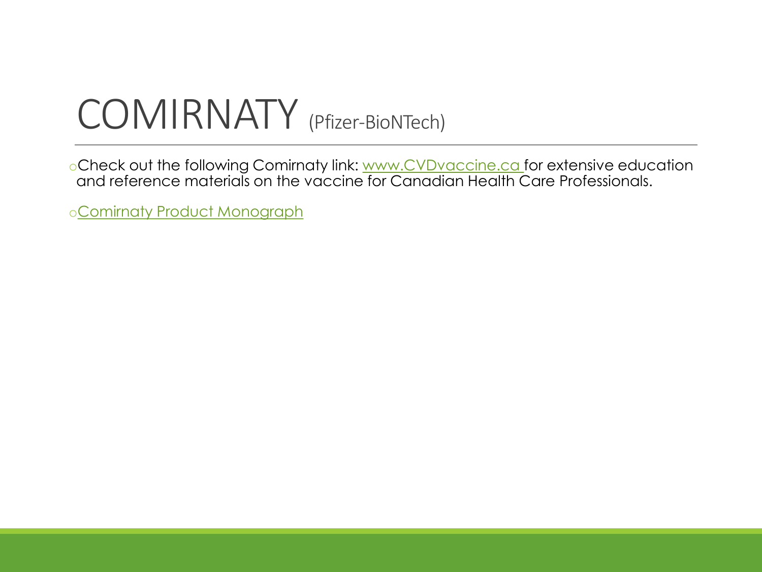# COMIRNATY (Pfizer-BioNTech)

- Check out the following Comirnaty link: www.CVDvaccine.ca for extensive education and reference materials on the vaccine for Canadian Health Care Professionals.
- Comirnaty Product Monograph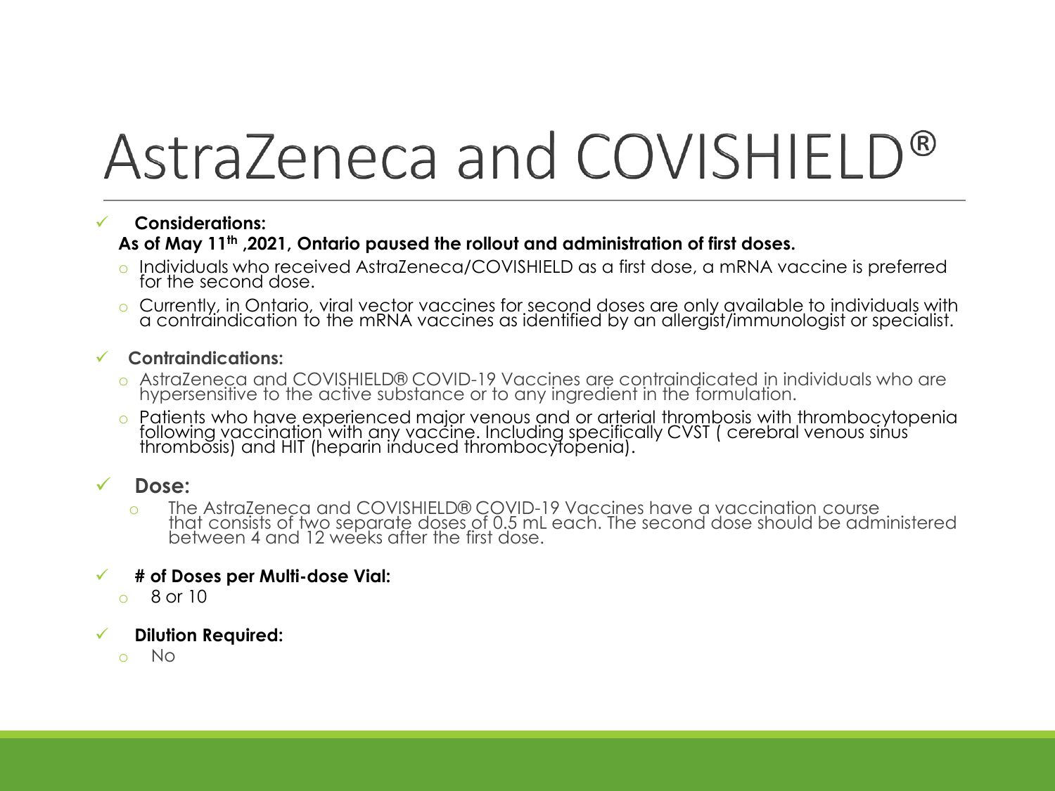# AstraZeneca and COVISHIELD®

- **Considerations:**

  **As of May 11th ,2021, Ontario paused the rollout and administration of first doses.**
  - Individuals who received AstraZeneca/COVISHIELD as a first dose, a mRNA vaccine is preferred for the second dose.
  - Currently, in Ontario, viral vector vaccines for second doses are only available to individuals with a contraindication to the mRNA vaccines as identified by an allergist/immunologist or specialist.

- **Contraindications:**
  - AstraZeneca and COVISHIELD® COVID-19 Vaccines are contraindicated in individuals who are hypersensitive to the active substance or to any ingredient in the formulation.
  - Patients who have experienced major venous and or arterial thrombosis with thrombocytopenia following vaccination with any vaccine. Including specifically CVST ( cerebral venous sinus thrombosis) and HIT (heparin induced thrombocytopenia).

- **Dose:**
  - The AstraZeneca and COVISHIELD® COVID-19 Vaccines have a vaccination course that consists of two separate doses of 0.5 mL each. The second dose should be administered between 4 and 12 weeks after the first dose.

- **# of Doses per Multi-dose Vial:**
  - 8 or 10

- **Dilution Required:**
  - No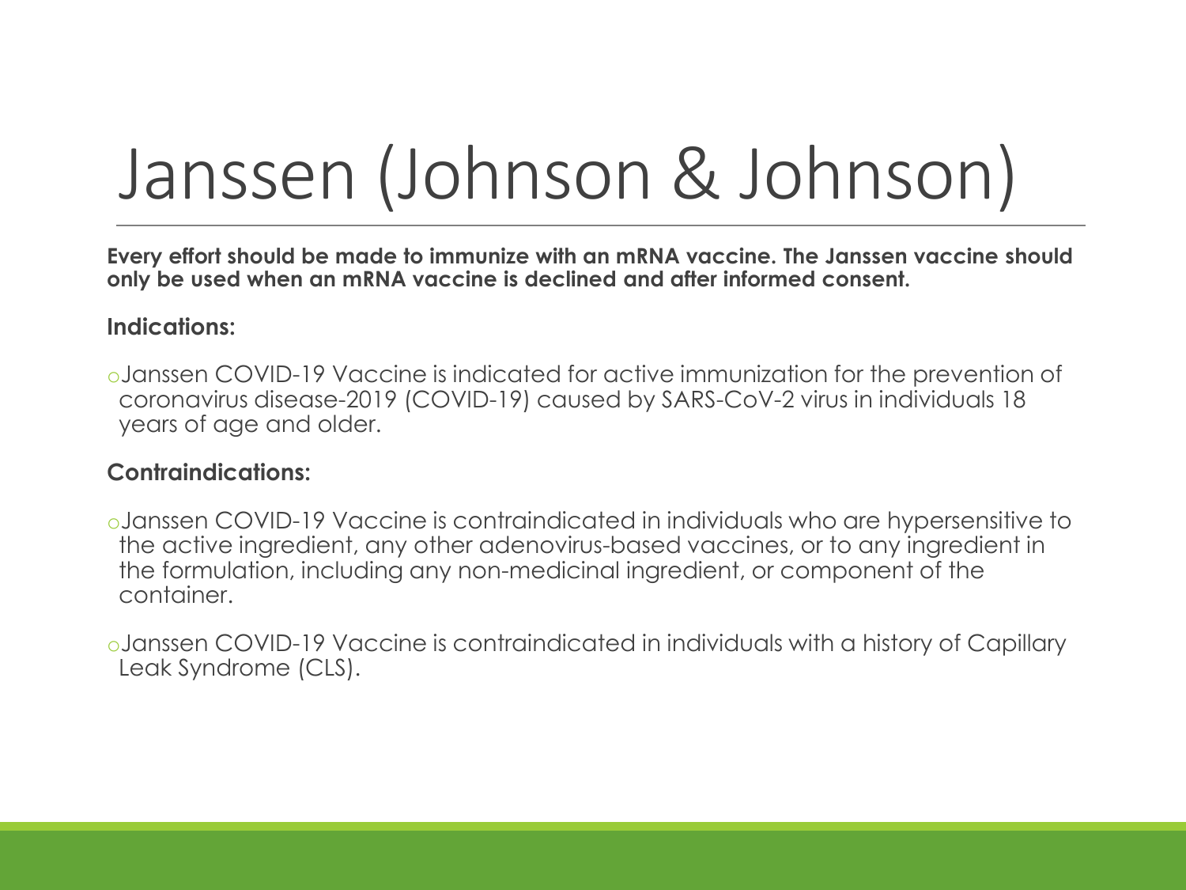# Janssen (Johnson & Johnson)

**Every effort should be made to immunize with an mRNA vaccine. The Janssen vaccine should only be used when an mRNA vaccine is declined and after informed consent.**

**Indications:**

- Janssen COVID-19 Vaccine is indicated for active immunization for the prevention of coronavirus disease-2019 (COVID-19) caused by SARS-CoV-2 virus in individuals 18 years of age and older.

**Contraindications:**

- Janssen COVID-19 Vaccine is contraindicated in individuals who are hypersensitive to the active ingredient, any other adenovirus-based vaccines, or to any ingredient in the formulation, including any non-medicinal ingredient, or component of the container.
- Janssen COVID-19 Vaccine is contraindicated in individuals with a history of Capillary Leak Syndrome (CLS).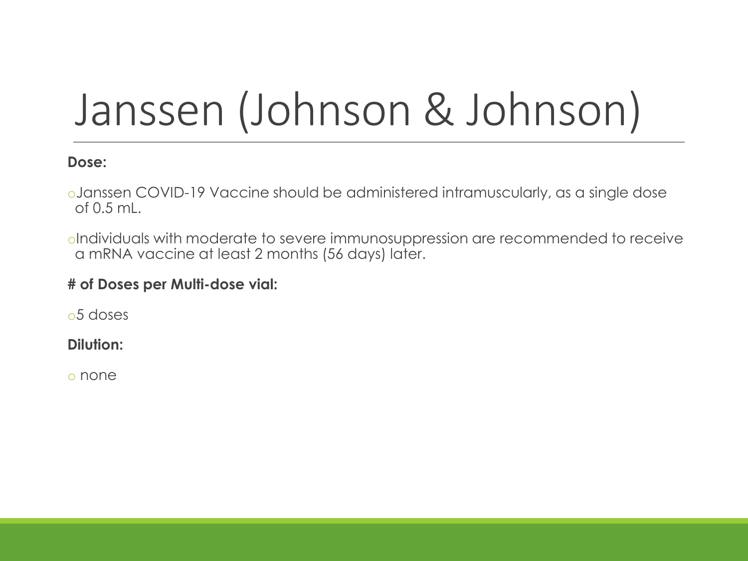# Janssen (Johnson & Johnson)

**Dose:**

- Janssen COVID-19 Vaccine should be administered intramuscularly, as a single dose of 0.5 mL.
- Individuals with moderate to severe immunosuppression are recommended to receive a mRNA vaccine at least 2 months (56 days) later.

**# of Doses per Multi-dose vial:**

- 5 doses

**Dilution:**

- none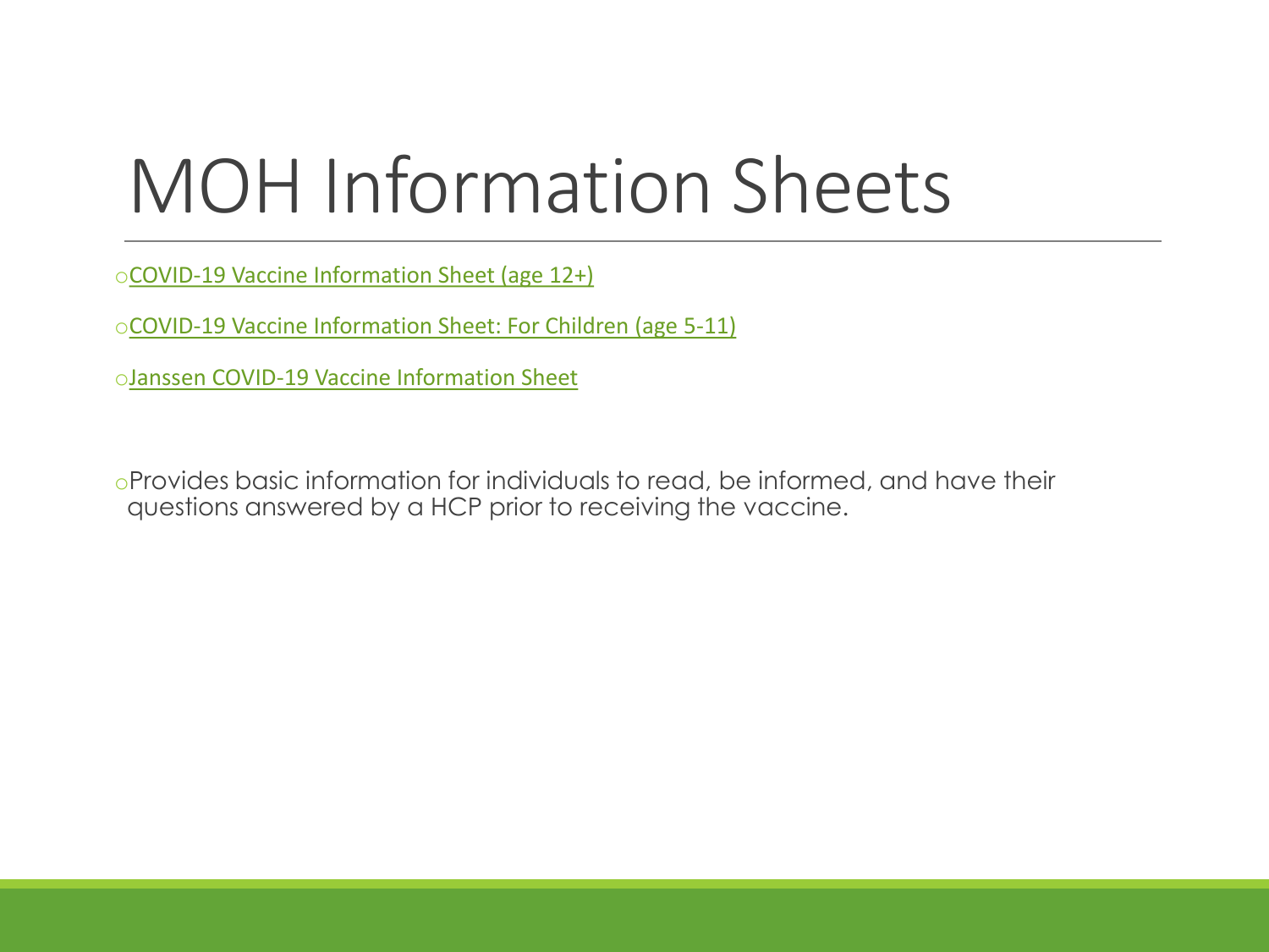# MOH Information Sheets

- COVID-19 Vaccine Information Sheet (age 12+)
- COVID-19 Vaccine Information Sheet: For Children (age 5-11)
- Janssen COVID-19 Vaccine Information Sheet

- Provides basic information for individuals to read, be informed, and have their questions answered by a HCP prior to receiving the vaccine.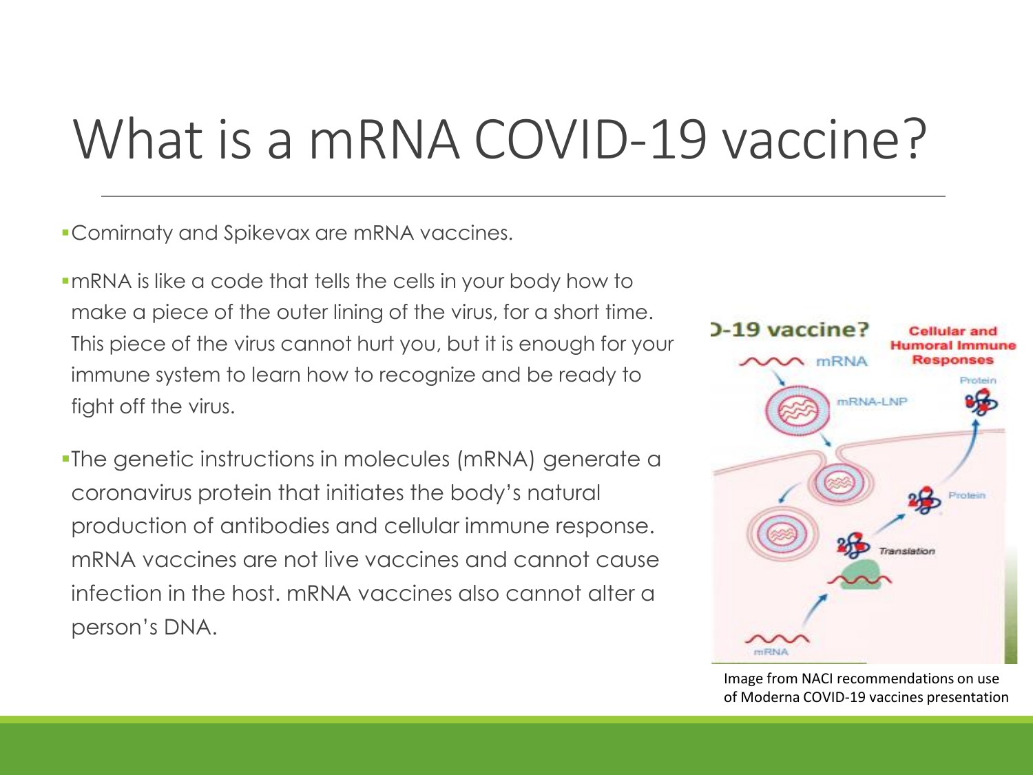# What is a mRNA COVID-19 vaccine?

- Comirnaty and Spikevax are mRNA vaccines.
- mRNA is like a code that tells the cells in your body how to make a piece of the outer lining of the virus, for a short time. This piece of the virus cannot hurt you, but it is enough for your immune system to learn how to recognize and be ready to fight off the virus.
- The genetic instructions in molecules (mRNA) generate a coronavirus protein that initiates the body's natural production of antibodies and cellular immune response. mRNA vaccines are not live vaccines and cannot cause infection in the host. mRNA vaccines also cannot alter a person's DNA.

Image from NACI recommendations on use of Moderna COVID-19 vaccines presentation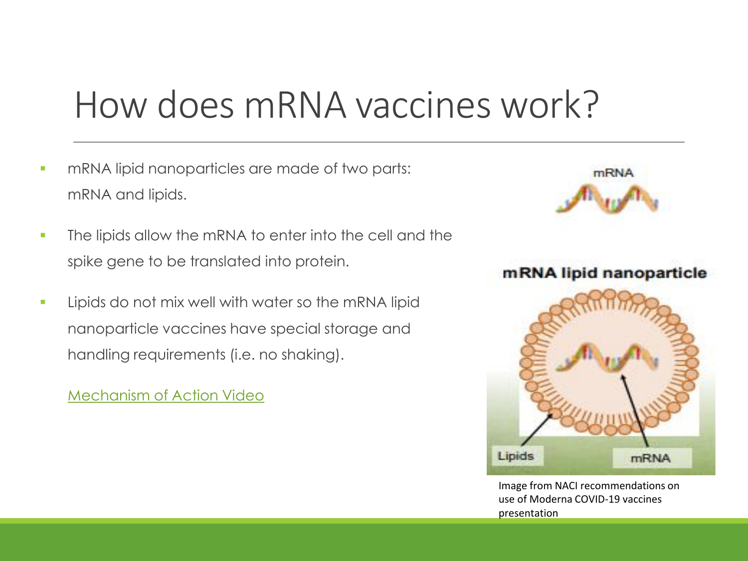# How does mRNA vaccines work?

- mRNA lipid nanoparticles are made of two parts: mRNA and lipids.
- The lipids allow the mRNA to enter into the cell and the spike gene to be translated into protein.
- Lipids do not mix well with water so the mRNA lipid nanoparticle vaccines have special storage and handling requirements (i.e. no shaking).

[Mechanism of Action Video]

Image from NACI recommendations on use of Moderna COVID-19 vaccines presentation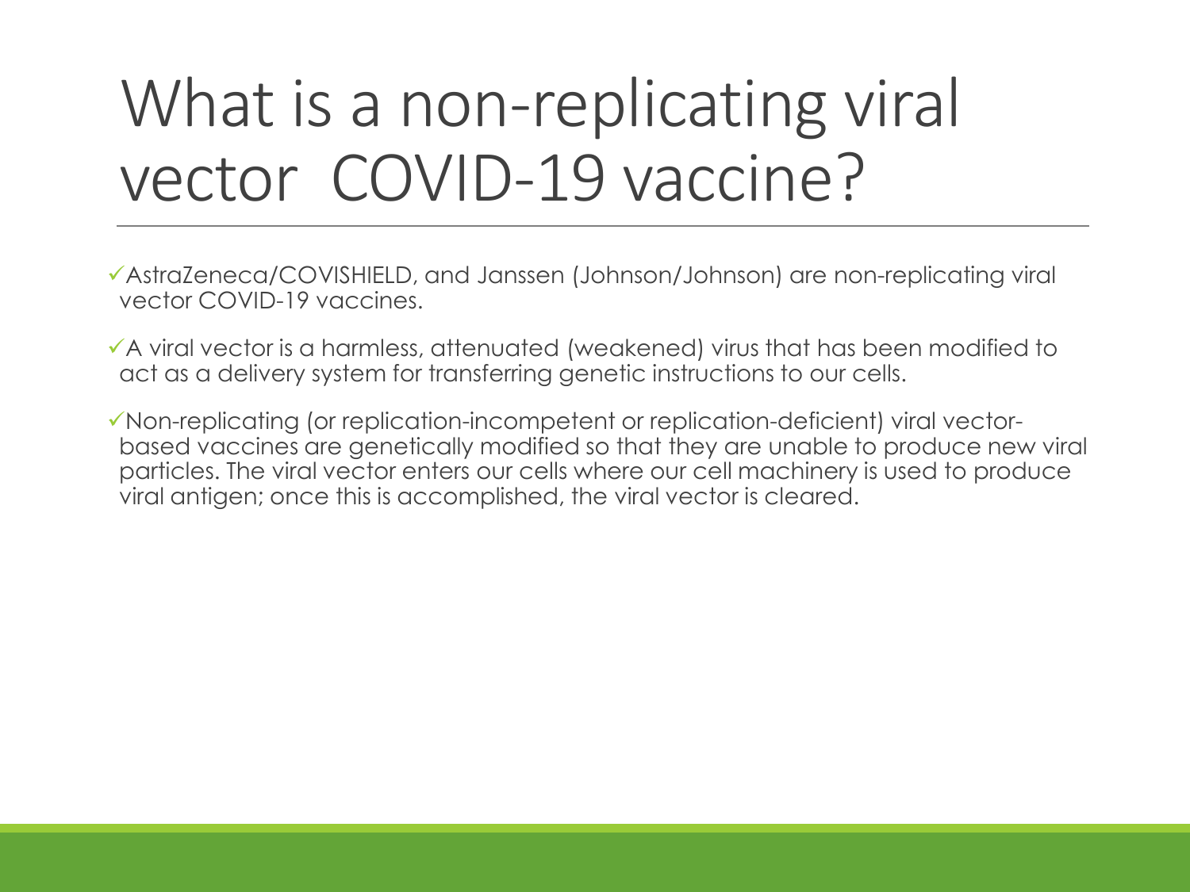# What is a non-replicating viral vector COVID-19 vaccine?

- ✓AstraZeneca/COVISHIELD, and Janssen (Johnson/Johnson) are non-replicating viral vector COVID-19 vaccines.
- ✓A viral vector is a harmless, attenuated (weakened) virus that has been modified to act as a delivery system for transferring genetic instructions to our cells.
- ✓Non-replicating (or replication-incompetent or replication-deficient) viral vector-based vaccines are genetically modified so that they are unable to produce new viral particles. The viral vector enters our cells where our cell machinery is used to produce viral antigen; once this is accomplished, the viral vector is cleared.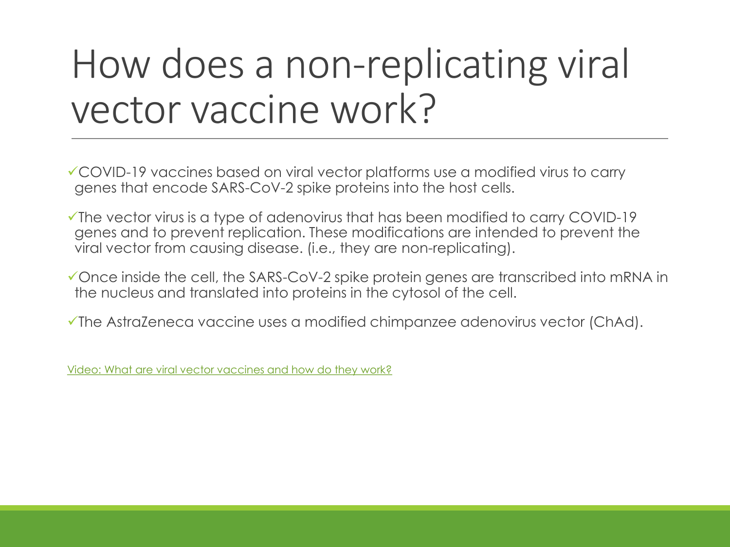# How does a non-replicating viral vector vaccine work?

- ✓COVID-19 vaccines based on viral vector platforms use a modified virus to carry genes that encode SARS-CoV-2 spike proteins into the host cells.
- ✓The vector virus is a type of adenovirus that has been modified to carry COVID-19 genes and to prevent replication. These modifications are intended to prevent the viral vector from causing disease. (i.e., they are non-replicating).
- ✓Once inside the cell, the SARS-CoV-2 spike protein genes are transcribed into mRNA in the nucleus and translated into proteins in the cytosol of the cell.
- ✓The AstraZeneca vaccine uses a modified chimpanzee adenovirus vector (ChAd).

Video: What are viral vector vaccines and how do they work?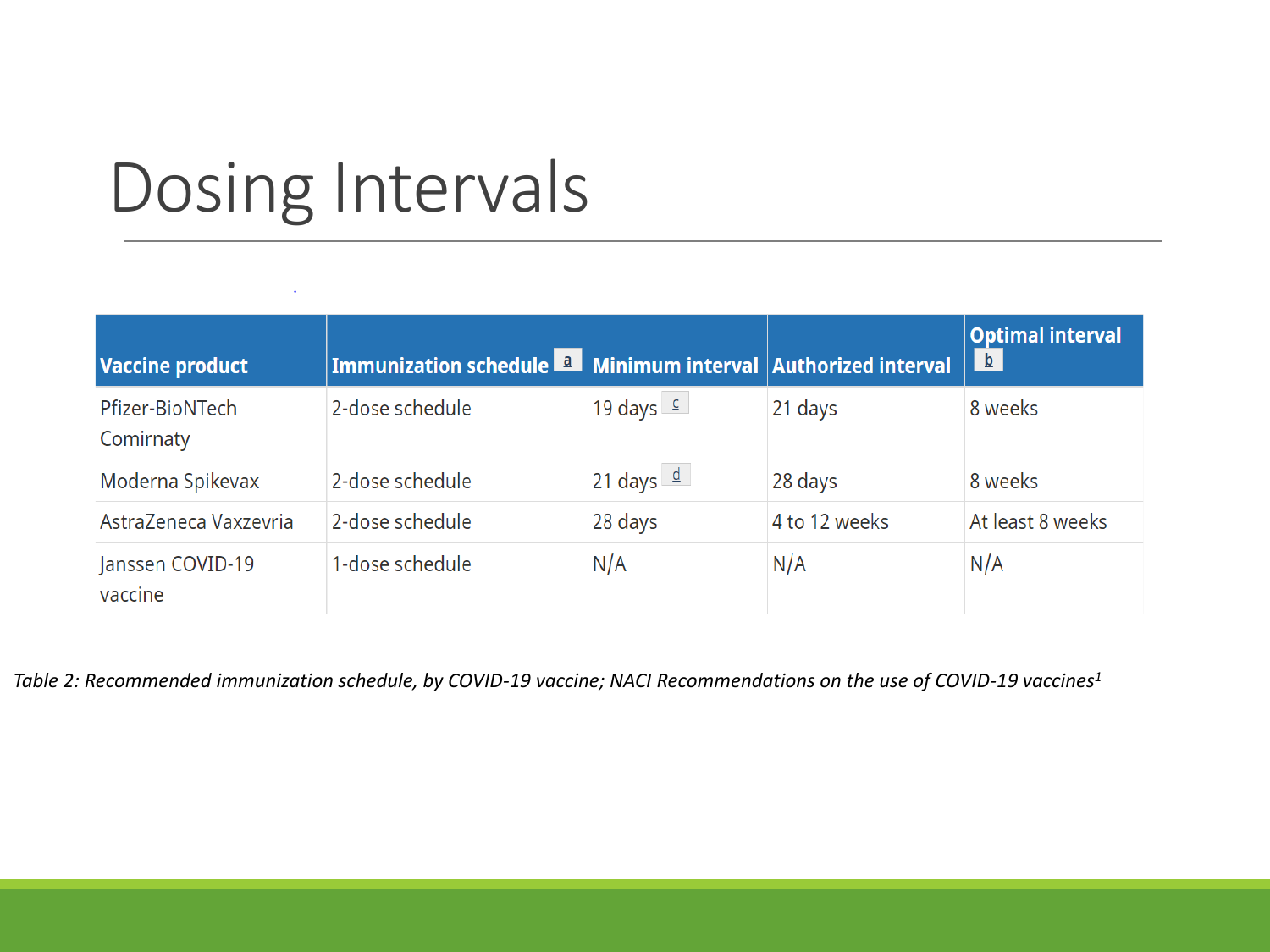# Dosing Intervals

| Vaccine product | Immunization schedule [a] | Minimum interval | Authorized interval | Optimal interval [b] |
|---|---|---|---|---|
| Pfizer-BioNTech Comirnaty | 2-dose schedule | 19 days [c] | 21 days | 8 weeks |
| Moderna Spikevax | 2-dose schedule | 21 days [d] | 28 days | 8 weeks |
| AstraZeneca Vaxzevria | 2-dose schedule | 28 days | 4 to 12 weeks | At least 8 weeks |
| Janssen COVID-19 vaccine | 1-dose schedule | N/A | N/A | N/A |

*Table 2: Recommended immunization schedule, by COVID-19 vaccine; NACI Recommendations on the use of COVID-19 vaccines*[1]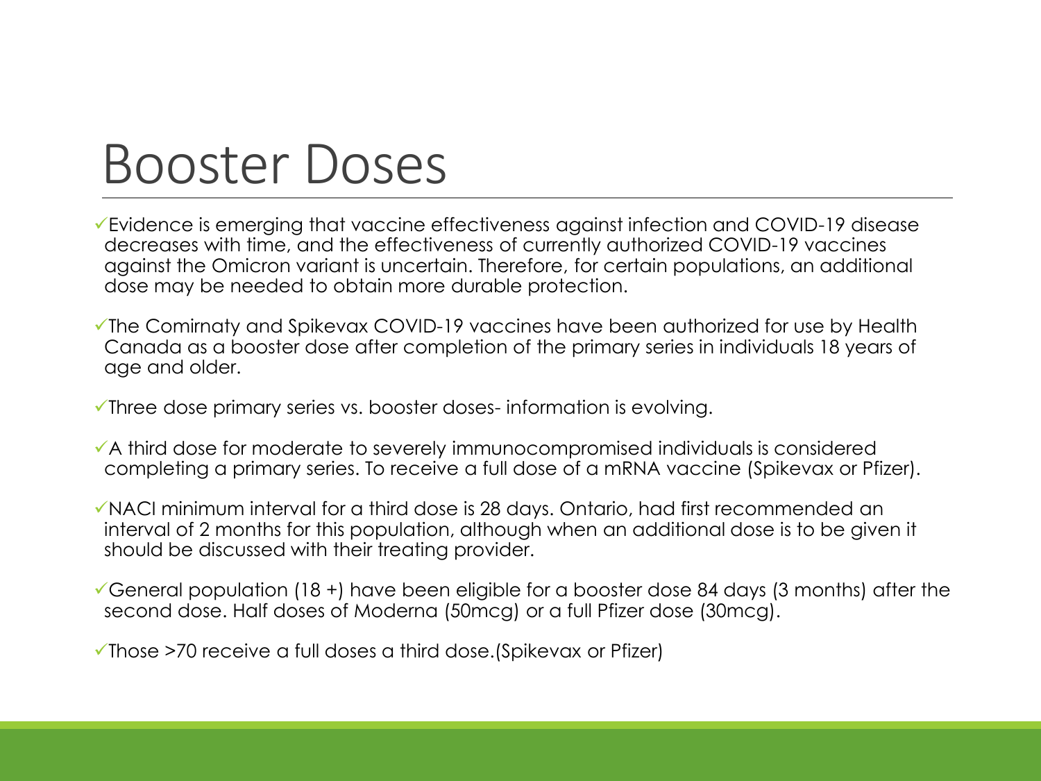# Booster Doses

- ✓Evidence is emerging that vaccine effectiveness against infection and COVID-19 disease decreases with time, and the effectiveness of currently authorized COVID-19 vaccines against the Omicron variant is uncertain. Therefore, for certain populations, an additional dose may be needed to obtain more durable protection.
- ✓The Comirnaty and Spikevax COVID-19 vaccines have been authorized for use by Health Canada as a booster dose after completion of the primary series in individuals 18 years of age and older.
- ✓Three dose primary series vs. booster doses- information is evolving.
- ✓A third dose for moderate to severely immunocompromised individuals is considered completing a primary series. To receive a full dose of a mRNA vaccine (Spikevax or Pfizer).
- ✓NACI minimum interval for a third dose is 28 days. Ontario, had first recommended an interval of 2 months for this population, although when an additional dose is to be given it should be discussed with their treating provider.
- ✓General population (18 +) have been eligible for a booster dose 84 days (3 months) after the second dose. Half doses of Moderna (50mcg) or a full Pfizer dose (30mcg).
- ✓Those >70 receive a full doses a third dose.(Spikevax or Pfizer)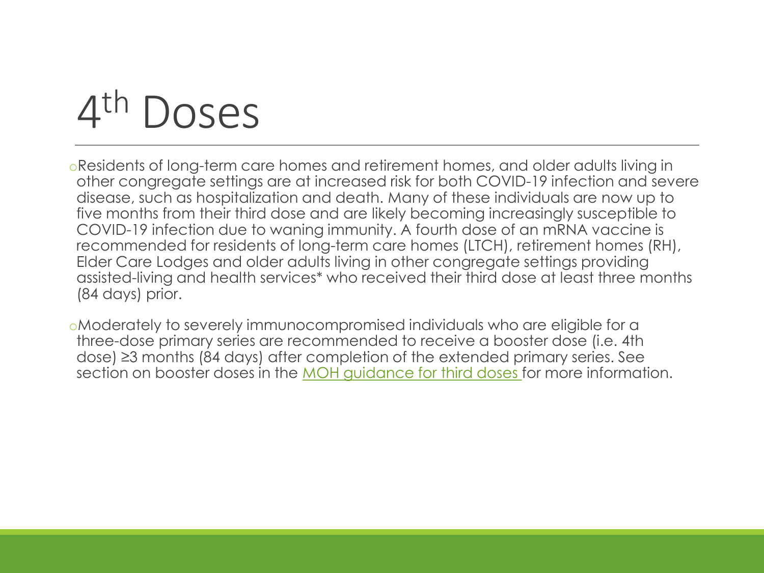# $4^{th}$ Doses

- Residents of long-term care homes and retirement homes, and older adults living in other congregate settings are at increased risk for both COVID-19 infection and severe disease, such as hospitalization and death. Many of these individuals are now up to five months from their third dose and are likely becoming increasingly susceptible to COVID-19 infection due to waning immunity. A fourth dose of an mRNA vaccine is recommended for residents of long-term care homes (LTCH), retirement homes (RH), Elder Care Lodges and older adults living in other congregate settings providing assisted-living and health services* who received their third dose at least three months (84 days) prior.
- Moderately to severely immunocompromised individuals who are eligible for a three-dose primary series are recommended to receive a booster dose (i.e. 4th dose) ≥3 months (84 days) after completion of the extended primary series. See section on booster doses in the MOH guidance for third doses for more information.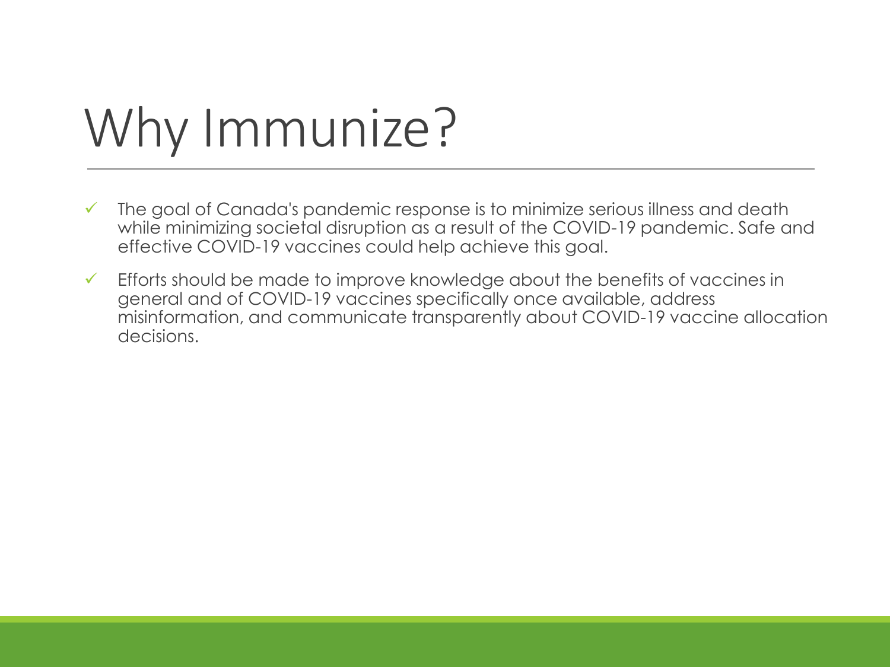# Why Immunize?

- ✓ The goal of Canada's pandemic response is to minimize serious illness and death while minimizing societal disruption as a result of the COVID-19 pandemic. Safe and effective COVID-19 vaccines could help achieve this goal.
- ✓ Efforts should be made to improve knowledge about the benefits of vaccines in general and of COVID-19 vaccines specifically once available, address misinformation, and communicate transparently about COVID-19 vaccine allocation decisions.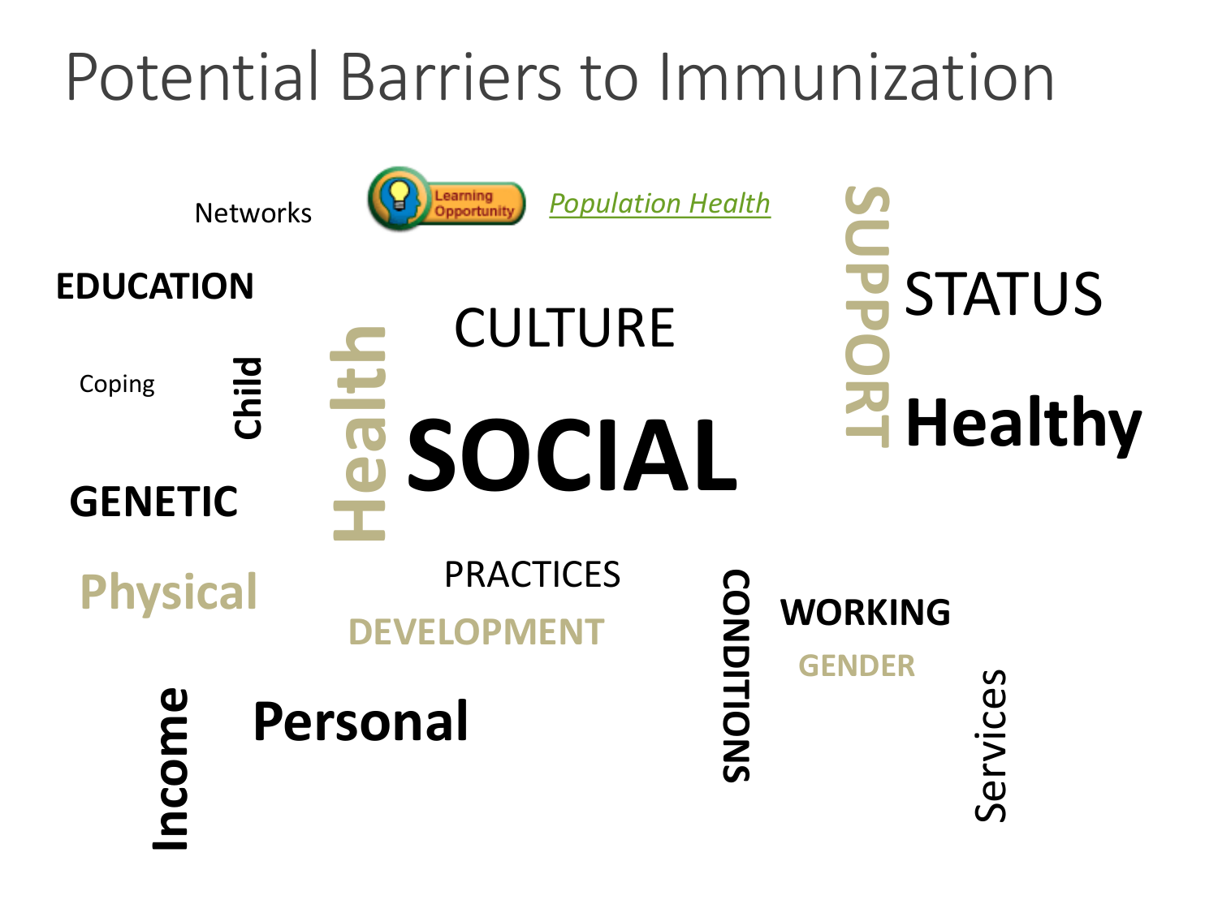# Potential Barriers to Immunization

Learning Opportunity [Population Health]

Networks

EDUCATION

Coping

Child

GENETIC

Physical

Income

Health

CULTURE

SOCIAL

PRACTICES

DEVELOPMENT

Personal

SUPPORT

STATUS

Healthy

CONDITIONS

WORKING

GENDER

Services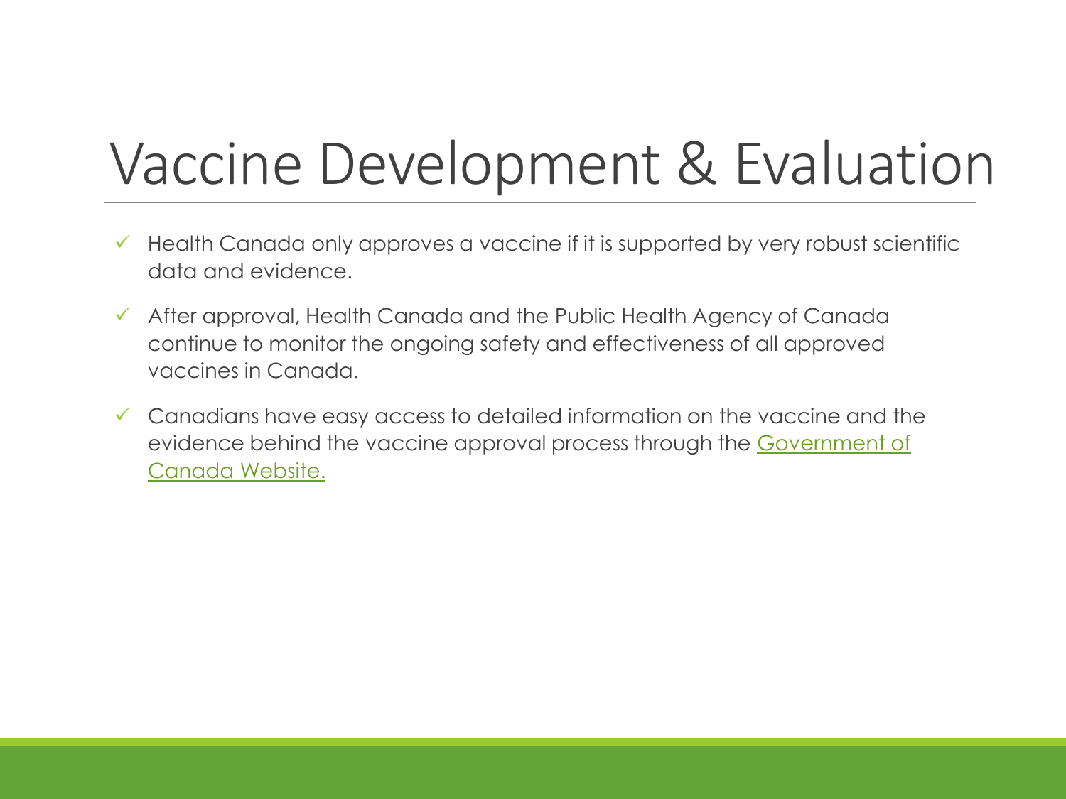# Vaccine Development & Evaluation

- ✓ Health Canada only approves a vaccine if it is supported by very robust scientific data and evidence.
- ✓ After approval, Health Canada and the Public Health Agency of Canada continue to monitor the ongoing safety and effectiveness of all approved vaccines in Canada.
- ✓ Canadians have easy access to detailed information on the vaccine and the evidence behind the vaccine approval process through the Government of Canada Website.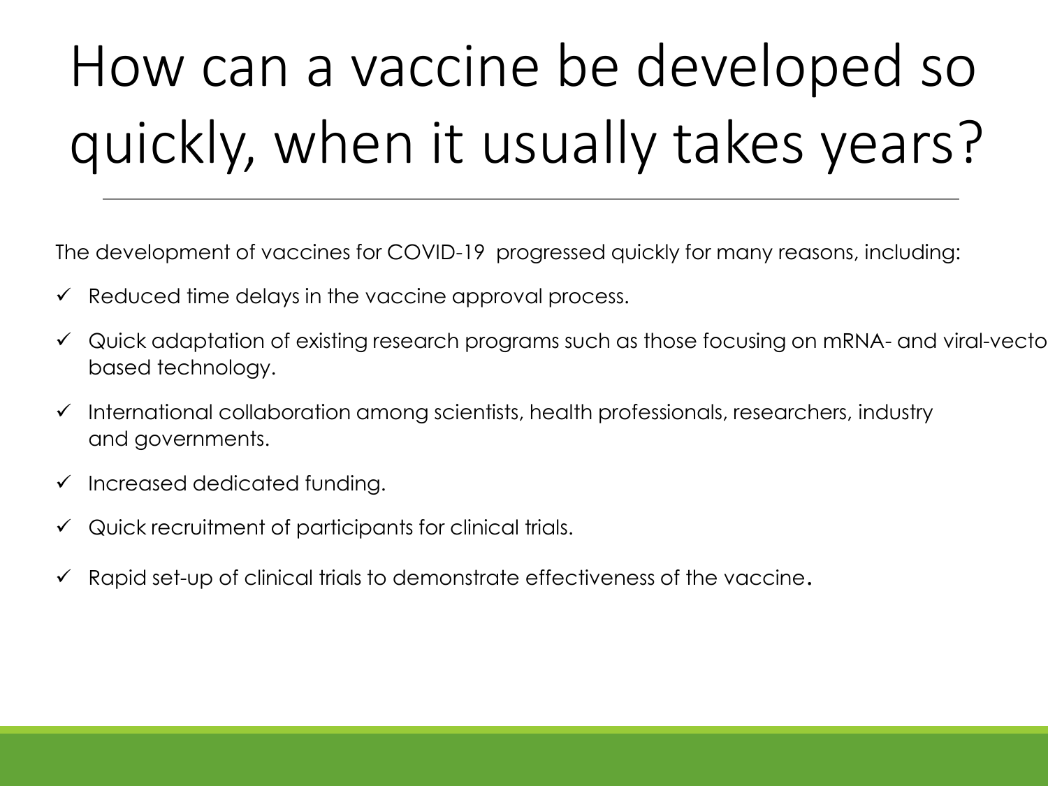# How can a vaccine be developed so quickly, when it usually takes years?

The development of vaccines for COVID-19 progressed quickly for many reasons, including:

- ✓ Reduced time delays in the vaccine approval process.
- ✓ Quick adaptation of existing research programs such as those focusing on mRNA- and viral-vecto based technology.
- ✓ International collaboration among scientists, health professionals, researchers, industry and governments.
- ✓ Increased dedicated funding.
- ✓ Quick recruitment of participants for clinical trials.
- ✓ Rapid set-up of clinical trials to demonstrate effectiveness of the vaccine.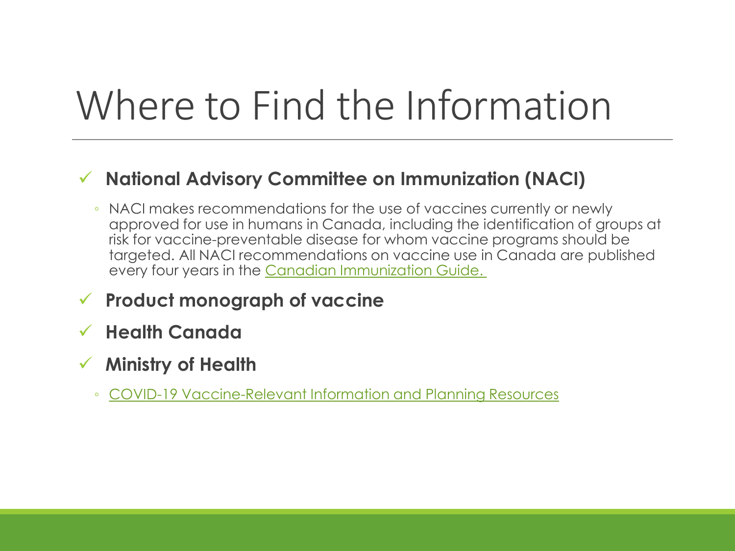# Where to Find the Information

- **National Advisory Committee on Immunization (NACI)**
  - NACI makes recommendations for the use of vaccines currently or newly approved for use in humans in Canada, including the identification of groups at risk for vaccine-preventable disease for whom vaccine programs should be targeted. All NACI recommendations on vaccine use in Canada are published every four years in the Canadian Immunization Guide.
- **Product monograph of vaccine**
- **Health Canada**
- **Ministry of Health**
  - COVID-19 Vaccine-Relevant Information and Planning Resources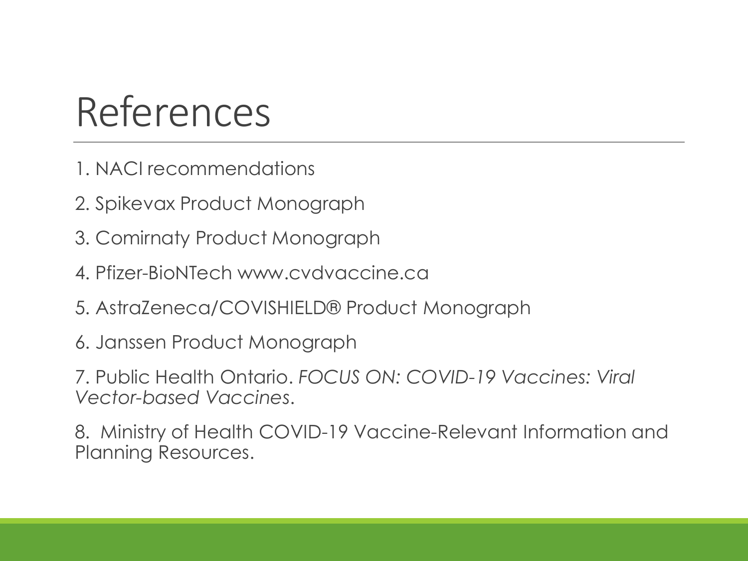# References

1. NACI recommendations
2. Spikevax Product Monograph
3. Comirnaty Product Monograph
4. Pfizer-BioNTech www.cvdvaccine.ca
5. AstraZeneca/COVISHIELD® Product Monograph
6. Janssen Product Monograph
7. Public Health Ontario. *FOCUS ON: COVID-19 Vaccines: Viral Vector-based Vaccines*.
8. Ministry of Health COVID-19 Vaccine-Relevant Information and Planning Resources.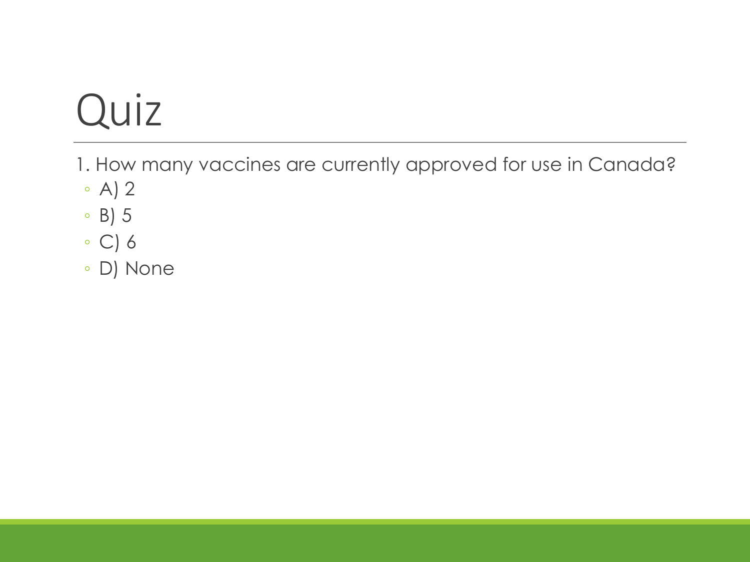# Quiz

1. How many vaccines are currently approved for use in Canada?
   - A) 2
   - B) 5
   - C) 6
   - D) None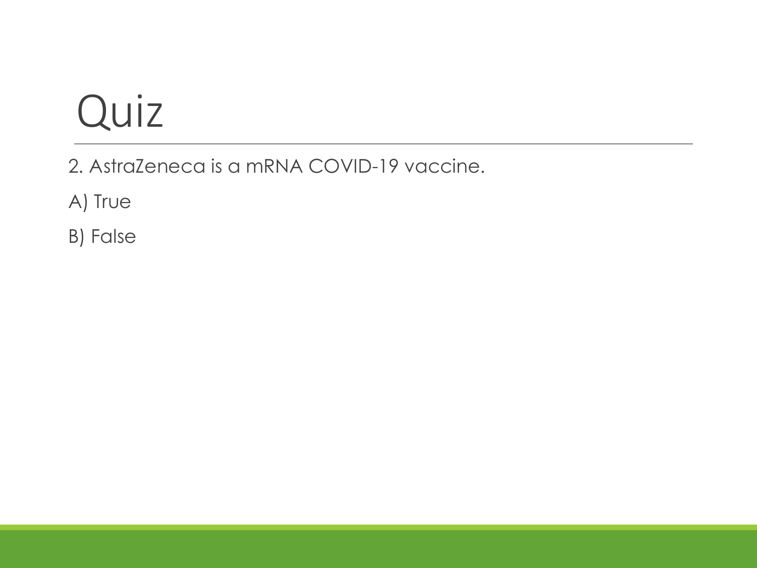# Quiz

2. AstraZeneca is a mRNA COVID-19 vaccine.

A) True

B) False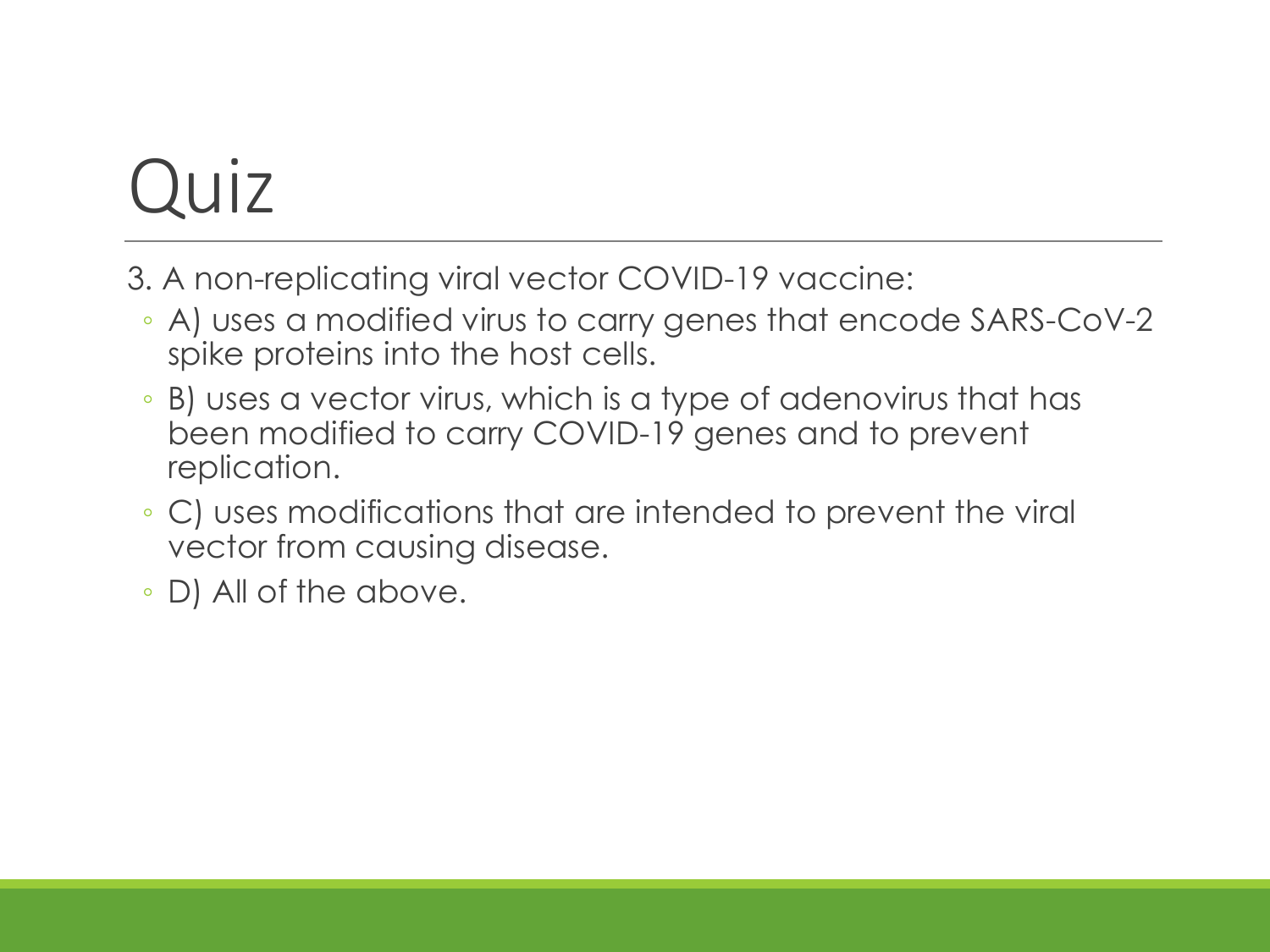# Quiz

3. A non-replicating viral vector COVID-19 vaccine:

- A) uses a modified virus to carry genes that encode SARS-CoV-2 spike proteins into the host cells.
- B) uses a vector virus, which is a type of adenovirus that has been modified to carry COVID-19 genes and to prevent replication.
- C) uses modifications that are intended to prevent the viral vector from causing disease.
- D) All of the above.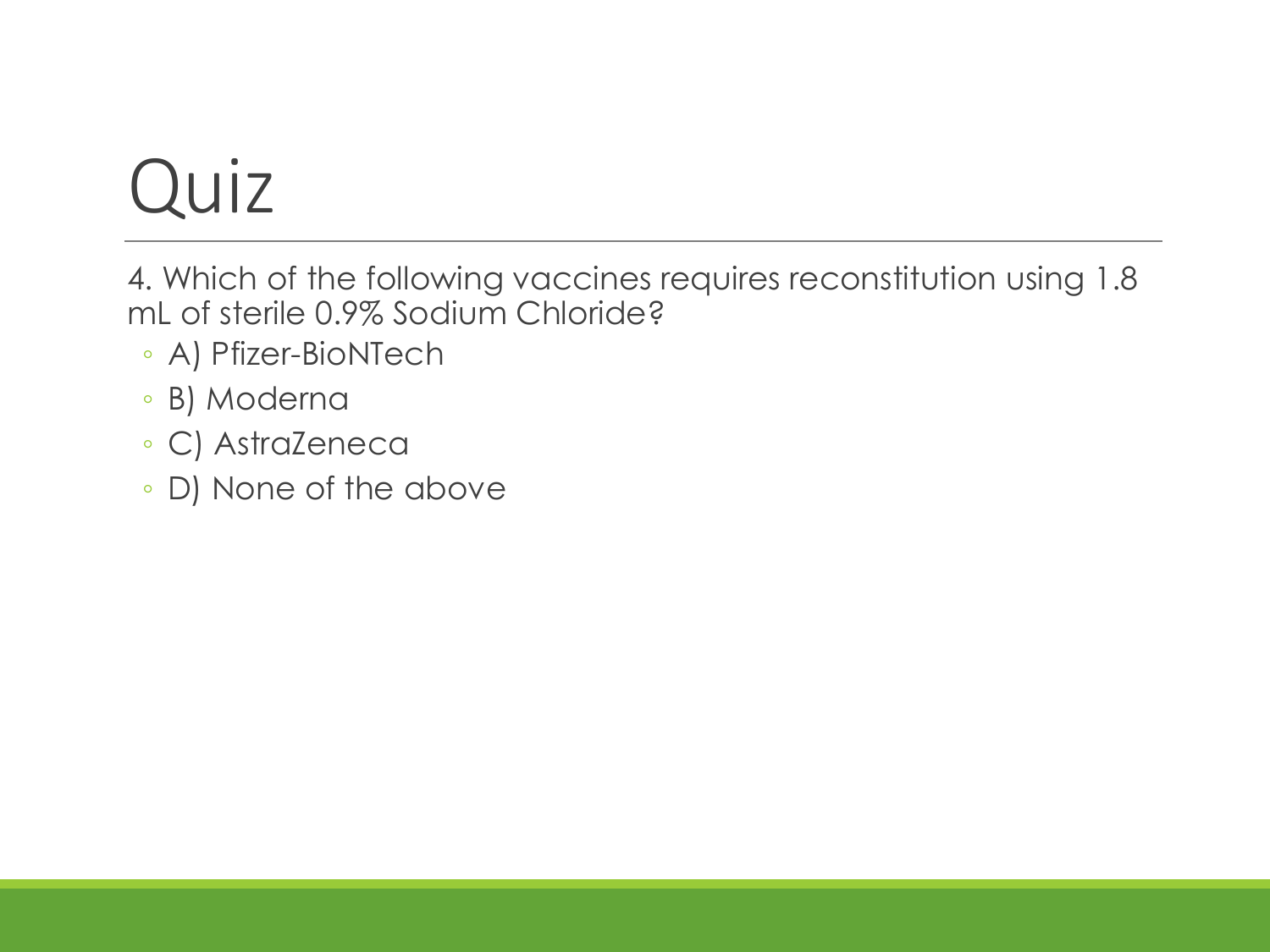# Quiz

4. Which of the following vaccines requires reconstitution using 1.8 mL of sterile 0.9% Sodium Chloride?

- A) Pfizer-BioNTech
- B) Moderna
- C) AstraZeneca
- D) None of the above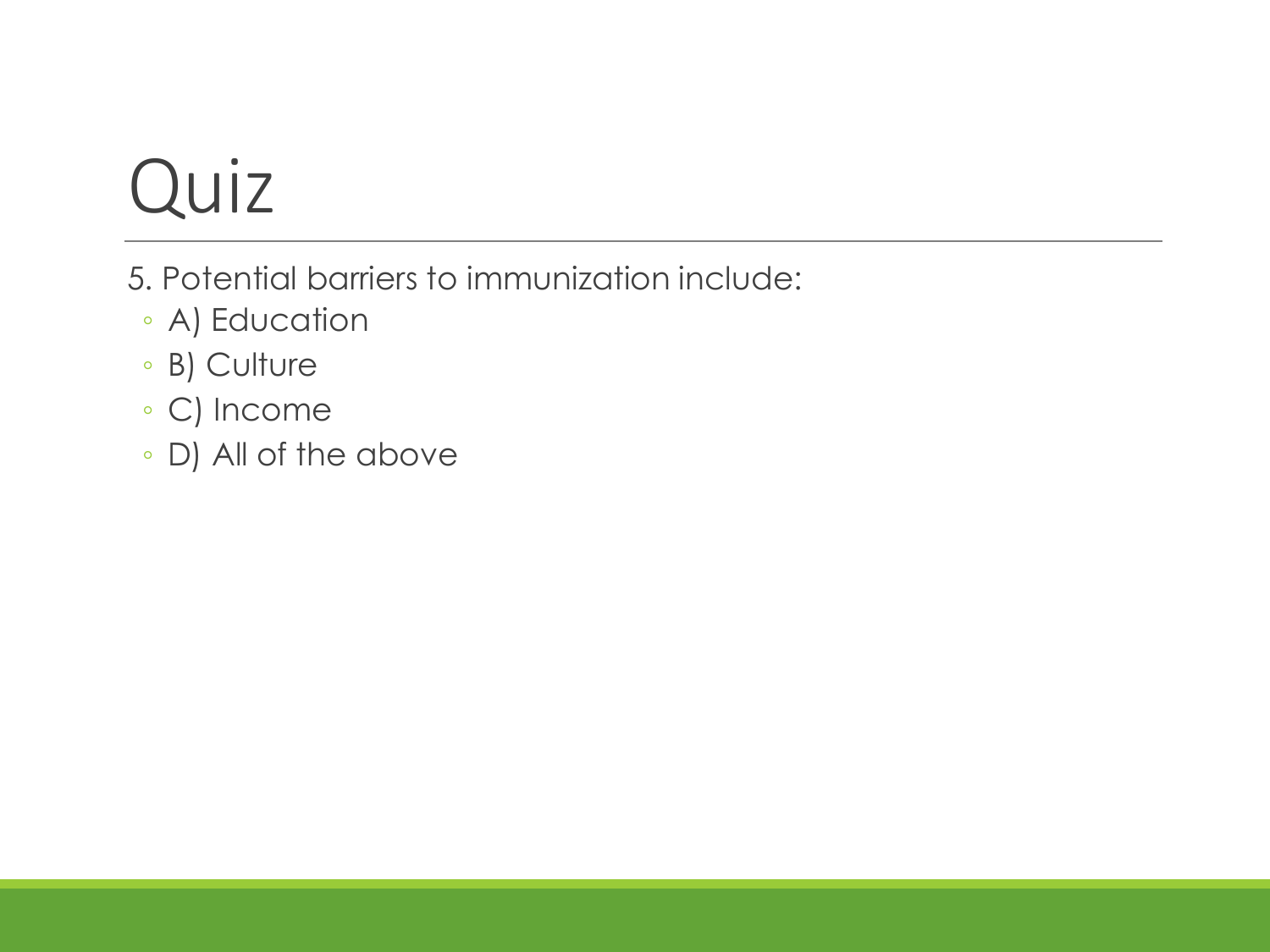# Quiz

5. Potential barriers to immunization include:
   - A) Education
   - B) Culture
   - C) Income
   - D) All of the above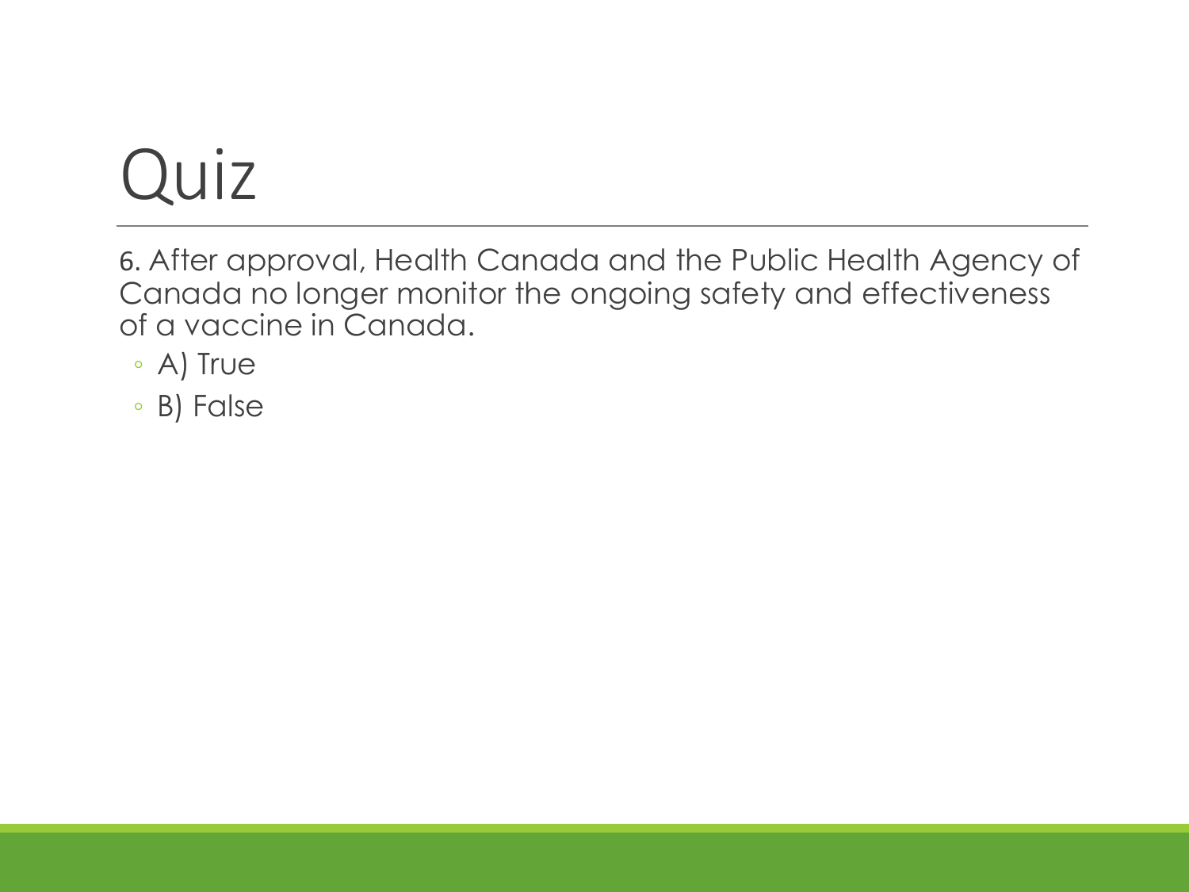# Quiz

6. After approval, Health Canada and the Public Health Agency of Canada no longer monitor the ongoing safety and effectiveness of a vaccine in Canada.

- A) True
- B) False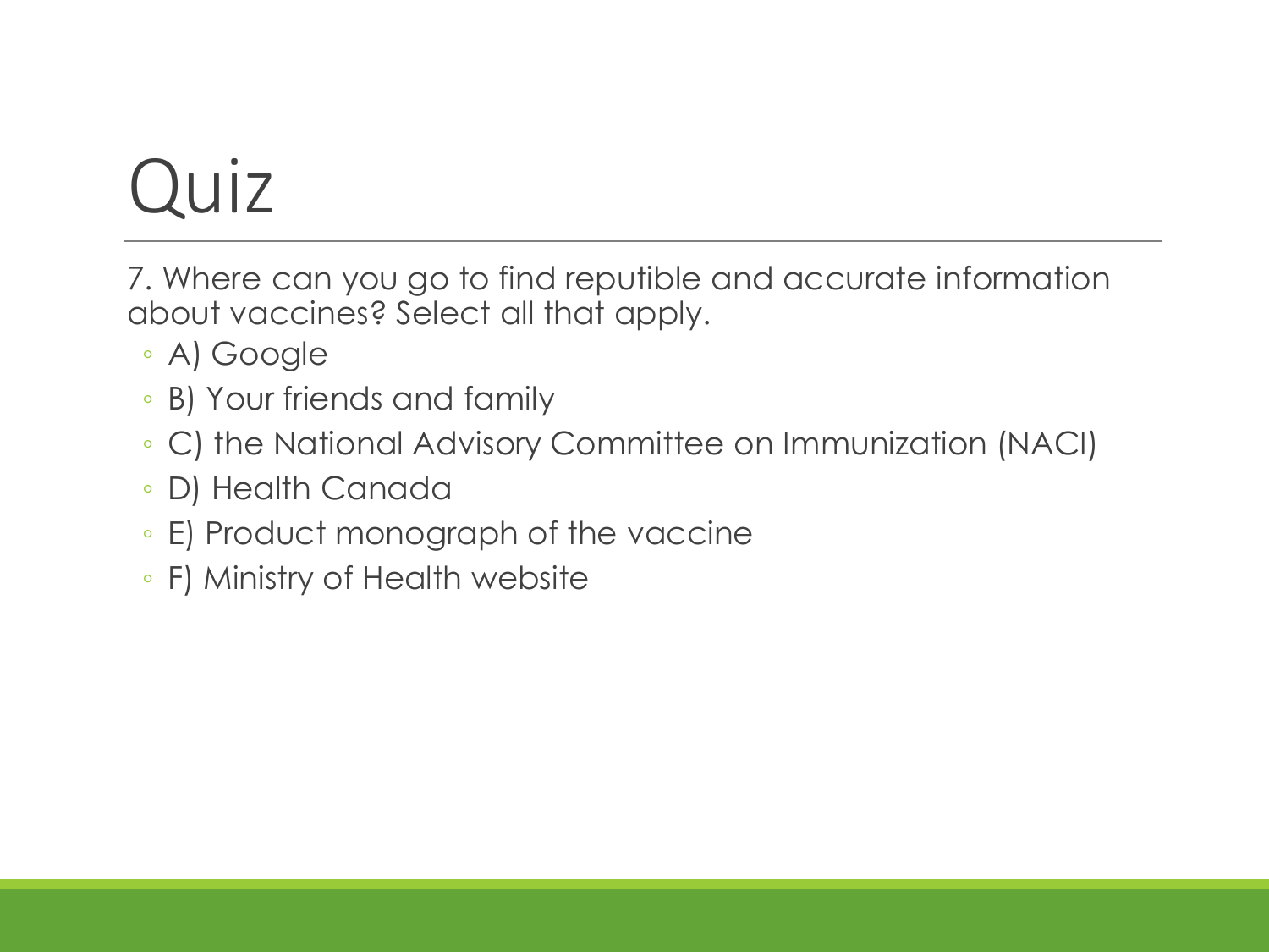# Quiz

7. Where can you go to find reputible and accurate information about vaccines? Select all that apply.

- A) Google
- B) Your friends and family
- C) the National Advisory Committee on Immunization (NACI)
- D) Health Canada
- E) Product monograph of the vaccine
- F) Ministry of Health website